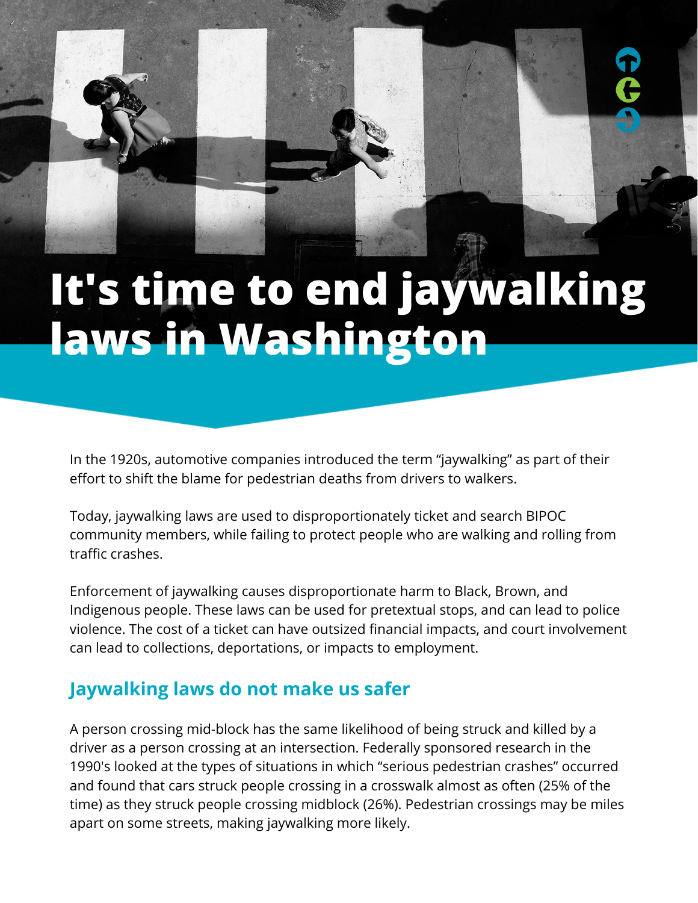# It's time to end jaywalking laws in Washington

In the 1920s, automotive companies introduced the term "jaywalking" as part of their effort to shift the blame for pedestrian deaths from drivers to walkers.

Today, jaywalking laws are used to disproportionately ticket and search BIPOC community members, while failing to protect people who are walking and rolling from traffic crashes.

Enforcement of jaywalking causes disproportionate harm to Black, Brown, and Indigenous people. These laws can be used for pretextual stops, and can lead to police violence. The cost of a ticket can have outsized financial impacts, and court involvement can lead to collections, deportations, or impacts to employment.

## Jaywalking laws do not make us safer

A person crossing mid-block has the same likelihood of being struck and killed by a driver as a person crossing at an intersection. Federally sponsored research in the 1990's looked at the types of situations in which "serious pedestrian crashes" occurred and found that cars struck people crossing in a crosswalk almost as often (25% of the time) as they struck people crossing midblock (26%). Pedestrian crossings may be miles apart on some streets, making jaywalking more likely.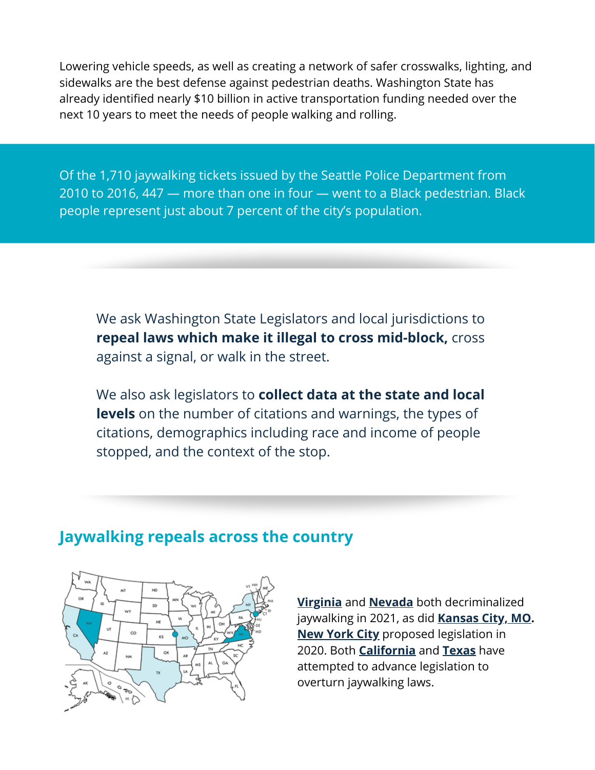Lowering vehicle speeds, as well as creating a network of safer crosswalks, lighting, and sidewalks are the best defense against pedestrian deaths. Washington State has already identified nearly $10 billion in active transportation funding needed over the next 10 years to meet the needs of people walking and rolling.

Of the 1,710 jaywalking tickets issued by the Seattle Police Department from 2010 to 2016, 447 — more than one in four — went to a Black pedestrian. Black people represent just about 7 percent of the city's population.

We ask Washington State Legislators and local jurisdictions to **repeal laws which make it illegal to cross mid-block,** cross against a signal, or walk in the street.

We also ask legislators to **collect data at the state and local levels** on the number of citations and warnings, the types of citations, demographics including race and income of people stopped, and the context of the stop.

## Jaywalking repeals across the country

**Virginia** and **Nevada** both decriminalized jaywalking in 2021, as did **Kansas City, MO.** **New York City** proposed legislation in 2020. Both **California** and **Texas** have attempted to advance legislation to overturn jaywalking laws.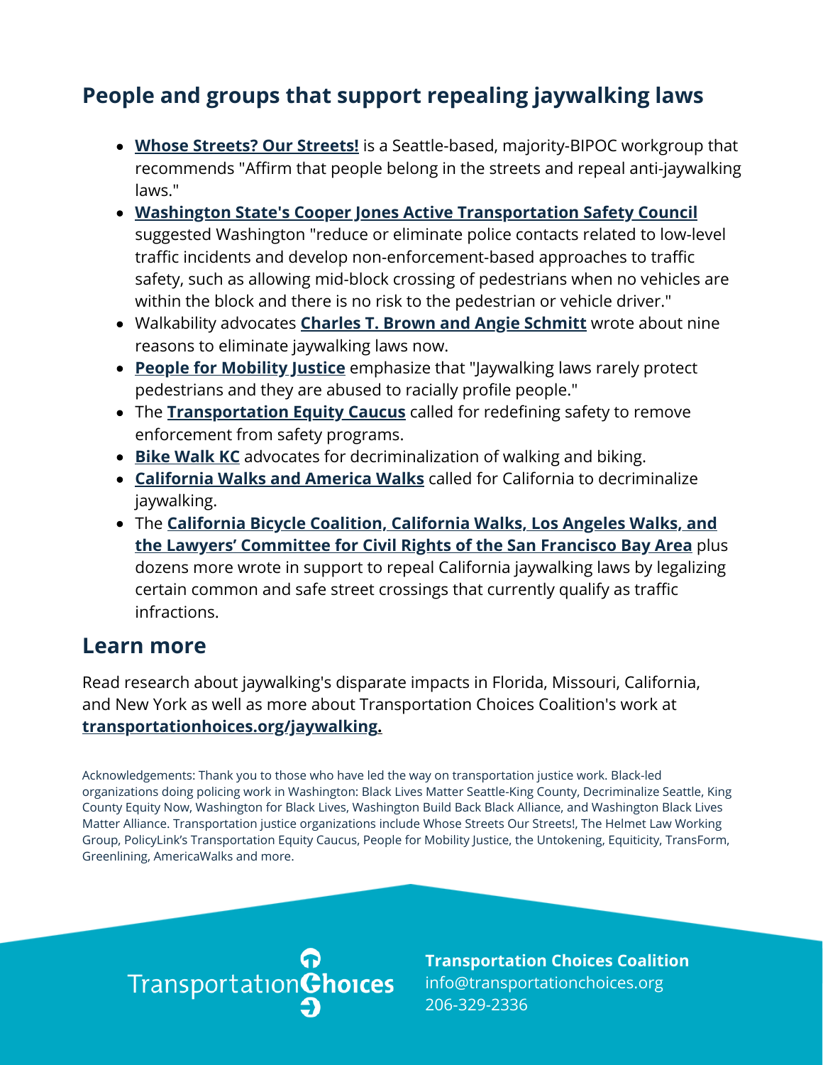## People and groups that support repealing jaywalking laws

- **Whose Streets? Our Streets!** is a Seattle-based, majority-BIPOC workgroup that recommends "Affirm that people belong in the streets and repeal anti-jaywalking laws."
- **Washington State's Cooper Jones Active Transportation Safety Council** suggested Washington "reduce or eliminate police contacts related to low-level traffic incidents and develop non-enforcement-based approaches to traffic safety, such as allowing mid-block crossing of pedestrians when no vehicles are within the block and there is no risk to the pedestrian or vehicle driver."
- Walkability advocates **Charles T. Brown and Angie Schmitt** wrote about nine reasons to eliminate jaywalking laws now.
- **People for Mobility Justice** emphasize that "Jaywalking laws rarely protect pedestrians and they are abused to racially profile people."
- The **Transportation Equity Caucus** called for redefining safety to remove enforcement from safety programs.
- **Bike Walk KC** advocates for decriminalization of walking and biking.
- **California Walks and America Walks** called for California to decriminalize jaywalking.
- The **California Bicycle Coalition, California Walks, Los Angeles Walks, and the Lawyers' Committee for Civil Rights of the San Francisco Bay Area** plus dozens more wrote in support to repeal California jaywalking laws by legalizing certain common and safe street crossings that currently qualify as traffic infractions.

## Learn more

Read research about jaywalking's disparate impacts in Florida, Missouri, California, and New York as well as more about Transportation Choices Coalition's work at **transportationhoices.org/jaywalking.**

Acknowledgements: Thank you to those who have led the way on transportation justice work. Black-led organizations doing policing work in Washington: Black Lives Matter Seattle-King County, Decriminalize Seattle, King County Equity Now, Washington for Black Lives, Washington Build Back Black Alliance, and Washington Black Lives Matter Alliance. Transportation justice organizations include Whose Streets Our Streets!, The Helmet Law Working Group, PolicyLink's Transportation Equity Caucus, People for Mobility Justice, the Untokening, Equiticity, TransForm, Greenlining, AmericaWalks and more.

TransportationChoices

**Transportation Choices Coalition**
info@transportationchoices.org
206-329-2336